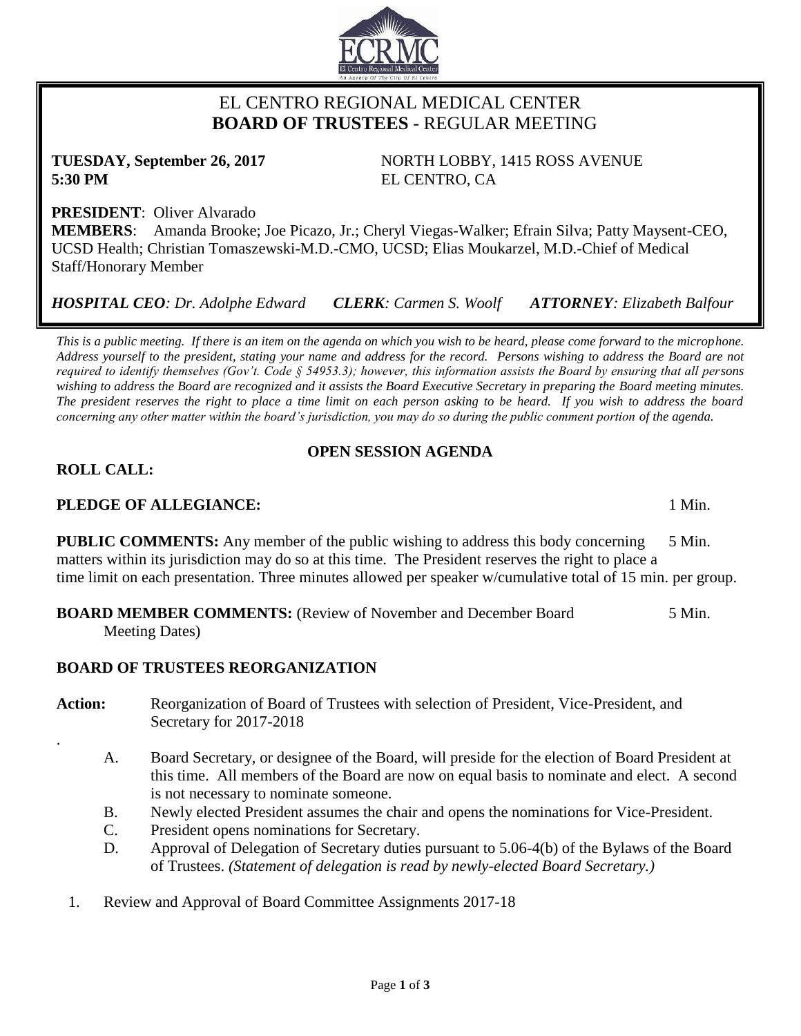# EL CENTRO REGIONAL MEDICAL CENTER
## BOARD OF TRUSTEES - REGULAR MEETING

**TUESDAY, September 26, 2017**
**5:30 PM**

NORTH LOBBY, 1415 ROSS AVENUE
EL CENTRO, CA

**PRESIDENT**: Oliver Alvarado
**MEMBERS**: Amanda Brooke; Joe Picazo, Jr.; Cheryl Viegas-Walker; Efrain Silva; Patty Maysent-CEO, UCSD Health; Christian Tomaszewski-M.D.-CMO, UCSD; Elias Moukarzel, M.D.-Chief of Medical Staff/Honorary Member

***HOSPITAL CEO**: Dr. Adolphe Edward* ***CLERK**: Carmen S. Woolf* ***ATTORNEY**: Elizabeth Balfour*

*This is a public meeting. If there is an item on the agenda on which you wish to be heard, please come forward to the microphone. Address yourself to the president, stating your name and address for the record. Persons wishing to address the Board are not required to identify themselves (Gov't. Code § 54953.3); however, this information assists the Board by ensuring that all persons wishing to address the Board are recognized and it assists the Board Executive Secretary in preparing the Board meeting minutes. The president reserves the right to place a time limit on each person asking to be heard. If you wish to address the board concerning any other matter within the board's jurisdiction, you may do so during the public comment portion of the agenda.*

### OPEN SESSION AGENDA

**ROLL CALL:**

**PLEDGE OF ALLEGIANCE:** 1 Min.

**PUBLIC COMMENTS:** Any member of the public wishing to address this body concerning matters within its jurisdiction may do so at this time. The President reserves the right to place a time limit on each presentation. Three minutes allowed per speaker w/cumulative total of 15 min. per group. 5 Min.

**BOARD MEMBER COMMENTS:** (Review of November and December Board Meeting Dates) 5 Min.

**BOARD OF TRUSTEES REORGANIZATION**

**Action:** Reorganization of Board of Trustees with selection of President, Vice-President, and Secretary for 2017-2018

A. Board Secretary, or designee of the Board, will preside for the election of Board President at this time. All members of the Board are now on equal basis to nominate and elect. A second is not necessary to nominate someone.
B. Newly elected President assumes the chair and opens the nominations for Vice-President.
C. President opens nominations for Secretary.
D. Approval of Delegation of Secretary duties pursuant to 5.06-4(b) of the Bylaws of the Board of Trustees. *(Statement of delegation is read by newly-elected Board Secretary.)*

1. Review and Approval of Board Committee Assignments 2017-18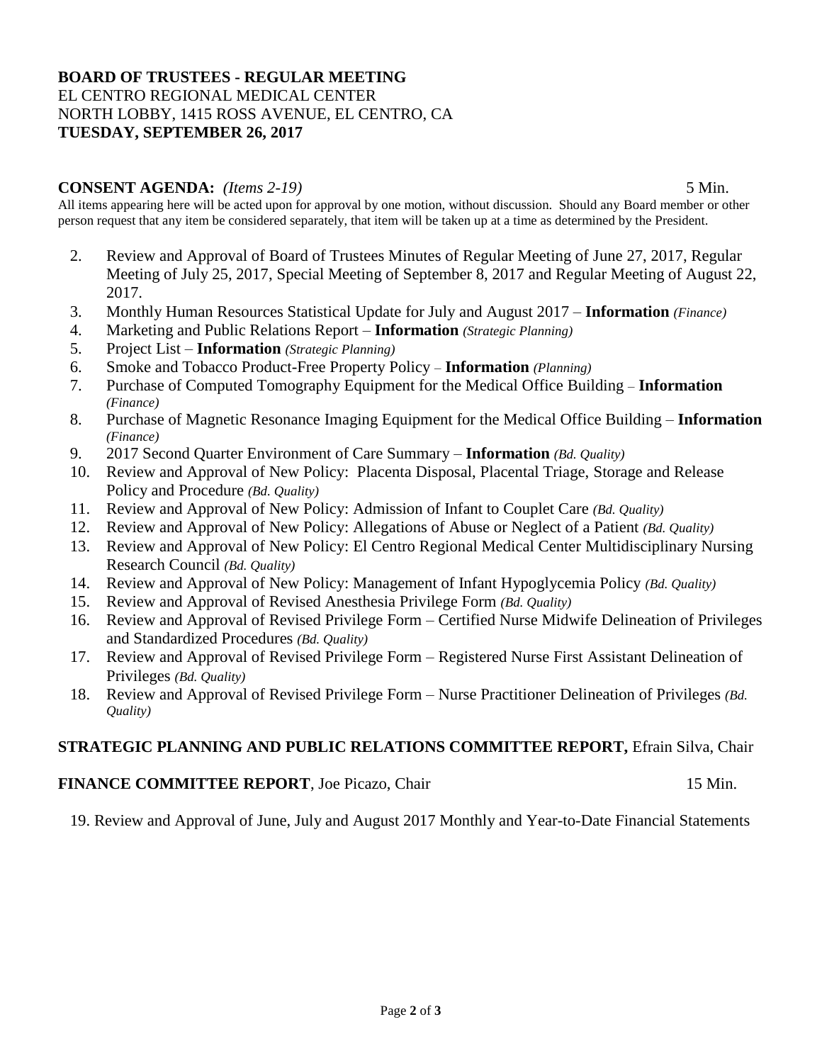**BOARD OF TRUSTEES - REGULAR MEETING**
EL CENTRO REGIONAL MEDICAL CENTER
NORTH LOBBY, 1415 ROSS AVENUE, EL CENTRO, CA
**TUESDAY, SEPTEMBER 26, 2017**

**CONSENT AGENDA:** *(Items 2-19)* 5 Min.

All items appearing here will be acted upon for approval by one motion, without discussion. Should any Board member or other person request that any item be considered separately, that item will be taken up at a time as determined by the President.

2. Review and Approval of Board of Trustees Minutes of Regular Meeting of June 27, 2017, Regular Meeting of July 25, 2017, Special Meeting of September 8, 2017 and Regular Meeting of August 22, 2017.
3. Monthly Human Resources Statistical Update for July and August 2017 – **Information** *(Finance)*
4. Marketing and Public Relations Report – **Information** *(Strategic Planning)*
5. Project List – **Information** *(Strategic Planning)*
6. Smoke and Tobacco Product-Free Property Policy – **Information** *(Planning)*
7. Purchase of Computed Tomography Equipment for the Medical Office Building – **Information** *(Finance)*
8. Purchase of Magnetic Resonance Imaging Equipment for the Medical Office Building – **Information** *(Finance)*
9. 2017 Second Quarter Environment of Care Summary – **Information** *(Bd. Quality)*
10. Review and Approval of New Policy: Placenta Disposal, Placental Triage, Storage and Release Policy and Procedure *(Bd. Quality)*
11. Review and Approval of New Policy: Admission of Infant to Couplet Care *(Bd. Quality)*
12. Review and Approval of New Policy: Allegations of Abuse or Neglect of a Patient *(Bd. Quality)*
13. Review and Approval of New Policy: El Centro Regional Medical Center Multidisciplinary Nursing Research Council *(Bd. Quality)*
14. Review and Approval of New Policy: Management of Infant Hypoglycemia Policy *(Bd. Quality)*
15. Review and Approval of Revised Anesthesia Privilege Form *(Bd. Quality)*
16. Review and Approval of Revised Privilege Form – Certified Nurse Midwife Delineation of Privileges and Standardized Procedures *(Bd. Quality)*
17. Review and Approval of Revised Privilege Form – Registered Nurse First Assistant Delineation of Privileges *(Bd. Quality)*
18. Review and Approval of Revised Privilege Form – Nurse Practitioner Delineation of Privileges *(Bd. Quality)*

**STRATEGIC PLANNING AND PUBLIC RELATIONS COMMITTEE REPORT,** Efrain Silva, Chair

**FINANCE COMMITTEE REPORT**, Joe Picazo, Chair 15 Min.

19. Review and Approval of June, July and August 2017 Monthly and Year-to-Date Financial Statements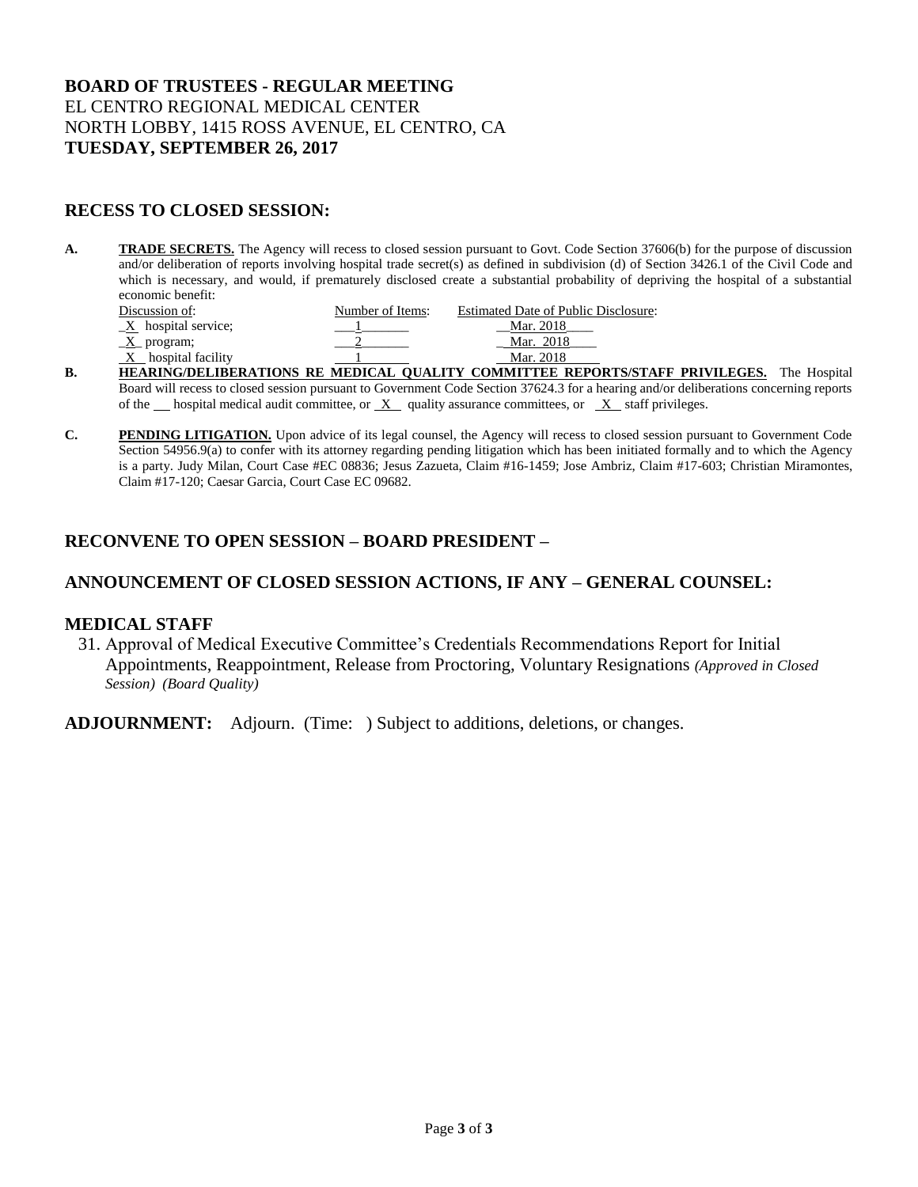**BOARD OF TRUSTEES - REGULAR MEETING**
EL CENTRO REGIONAL MEDICAL CENTER
NORTH LOBBY, 1415 ROSS AVENUE, EL CENTRO, CA
**TUESDAY, SEPTEMBER 26, 2017**

## RECESS TO CLOSED SESSION:

**A.** **TRADE SECRETS.** The Agency will recess to closed session pursuant to Govt. Code Section 37606(b) for the purpose of discussion and/or deliberation of reports involving hospital trade secret(s) as defined in subdivision (d) of Section 3426.1 of the Civil Code and which is necessary, and would, if prematurely disclosed create a substantial probability of depriving the hospital of a substantial economic benefit:

| Discussion of: | Number of Items: | Estimated Date of Public Disclosure: |
| --- | --- | --- |
| _X_ hospital service; | 1 | Mar. 2018 |
| _X_ program; | 2 | Mar. 2018 |
| _X_ hospital facility | 1 | Mar. 2018 |

**B.** **HEARING/DELIBERATIONS RE MEDICAL QUALITY COMMITTEE REPORTS/STAFF PRIVILEGES.** The Hospital Board will recess to closed session pursuant to Government Code Section 37624.3 for a hearing and/or deliberations concerning reports of the __ hospital medical audit committee, or _X_ quality assurance committees, or _X_ staff privileges.

**C.** **PENDING LITIGATION.** Upon advice of its legal counsel, the Agency will recess to closed session pursuant to Government Code Section 54956.9(a) to confer with its attorney regarding pending litigation which has been initiated formally and to which the Agency is a party. Judy Milan, Court Case #EC 08836; Jesus Zazueta, Claim #16-1459; Jose Ambriz, Claim #17-603; Christian Miramontes, Claim #17-120; Caesar Garcia, Court Case EC 09682.

## RECONVENE TO OPEN SESSION – BOARD PRESIDENT –

## ANNOUNCEMENT OF CLOSED SESSION ACTIONS, IF ANY – GENERAL COUNSEL:

## MEDICAL STAFF

31. Approval of Medical Executive Committee's Credentials Recommendations Report for Initial Appointments, Reappointment, Release from Proctoring, Voluntary Resignations *(Approved in Closed Session) (Board Quality)*

**ADJOURNMENT:** Adjourn. (Time: ) Subject to additions, deletions, or changes.